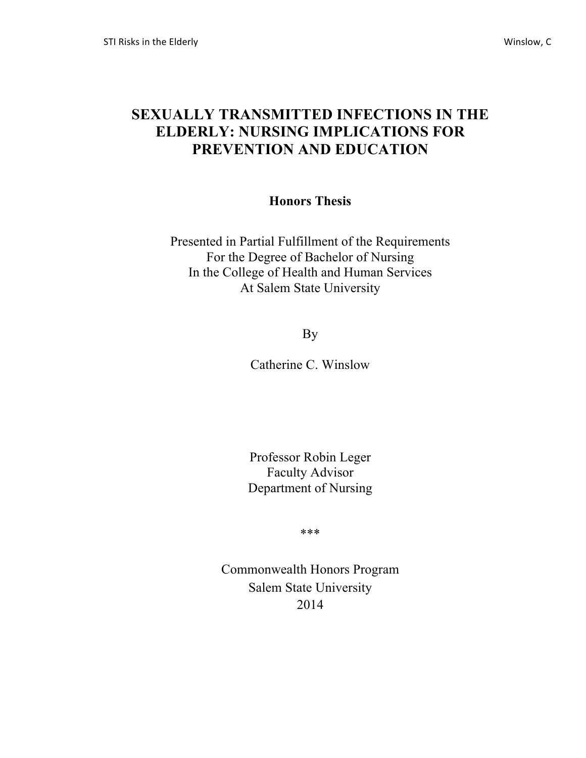# SEXUALLY TRANSMITTED INFECTIONS IN THE ELDERLY: NURSING IMPLICATIONS FOR PREVENTION AND EDUCATION

**Honors Thesis**

Presented in Partial Fulfillment of the Requirements
For the Degree of Bachelor of Nursing
In the College of Health and Human Services
At Salem State University

By

Catherine C. Winslow

Professor Robin Leger
Faculty Advisor
Department of Nursing

***

Commonwealth Honors Program
Salem State University
2014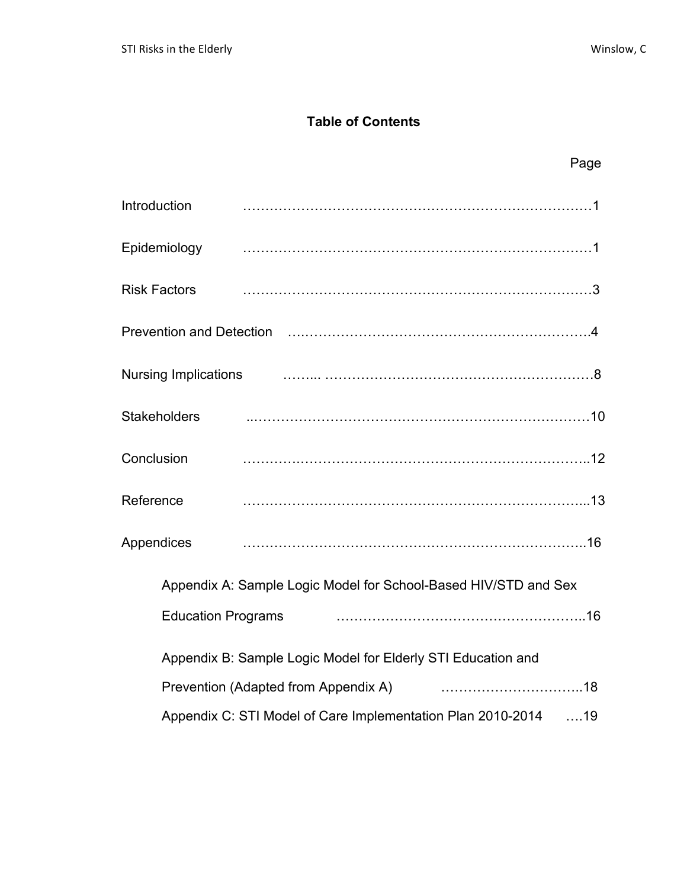## Table of Contents

| | Page |
|---|---|
| Introduction | 1 |
| Epidemiology | 1 |
| Risk Factors | 3 |
| Prevention and Detection | 4 |
| Nursing Implications | 8 |
| Stakeholders | 10 |
| Conclusion | 12 |
| Reference | 13 |
| Appendices | 16 |
| Appendix A: Sample Logic Model for School-Based HIV/STD and Sex Education Programs | 16 |
| Appendix B: Sample Logic Model for Elderly STI Education and Prevention (Adapted from Appendix A) | 18 |
| Appendix C: STI Model of Care Implementation Plan 2010-2014 | 19 |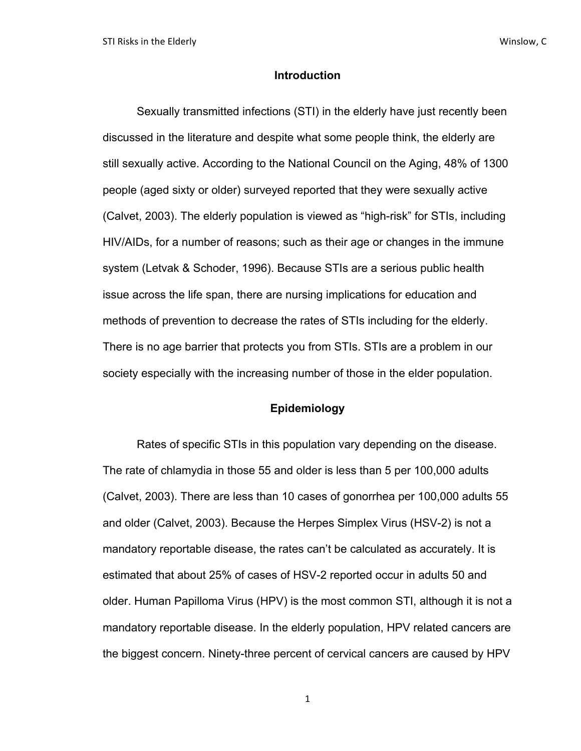## Introduction

Sexually transmitted infections (STI) in the elderly have just recently been discussed in the literature and despite what some people think, the elderly are still sexually active. According to the National Council on the Aging, 48% of 1300 people (aged sixty or older) surveyed reported that they were sexually active (Calvet, 2003). The elderly population is viewed as "high-risk" for STIs, including HIV/AIDs, for a number of reasons; such as their age or changes in the immune system (Letvak & Schoder, 1996). Because STIs are a serious public health issue across the life span, there are nursing implications for education and methods of prevention to decrease the rates of STIs including for the elderly. There is no age barrier that protects you from STIs. STIs are a problem in our society especially with the increasing number of those in the elder population.

## Epidemiology

Rates of specific STIs in this population vary depending on the disease. The rate of chlamydia in those 55 and older is less than 5 per 100,000 adults (Calvet, 2003). There are less than 10 cases of gonorrhea per 100,000 adults 55 and older (Calvet, 2003). Because the Herpes Simplex Virus (HSV-2) is not a mandatory reportable disease, the rates can't be calculated as accurately. It is estimated that about 25% of cases of HSV-2 reported occur in adults 50 and older. Human Papilloma Virus (HPV) is the most common STI, although it is not a mandatory reportable disease. In the elderly population, HPV related cancers are the biggest concern. Ninety-three percent of cervical cancers are caused by HPV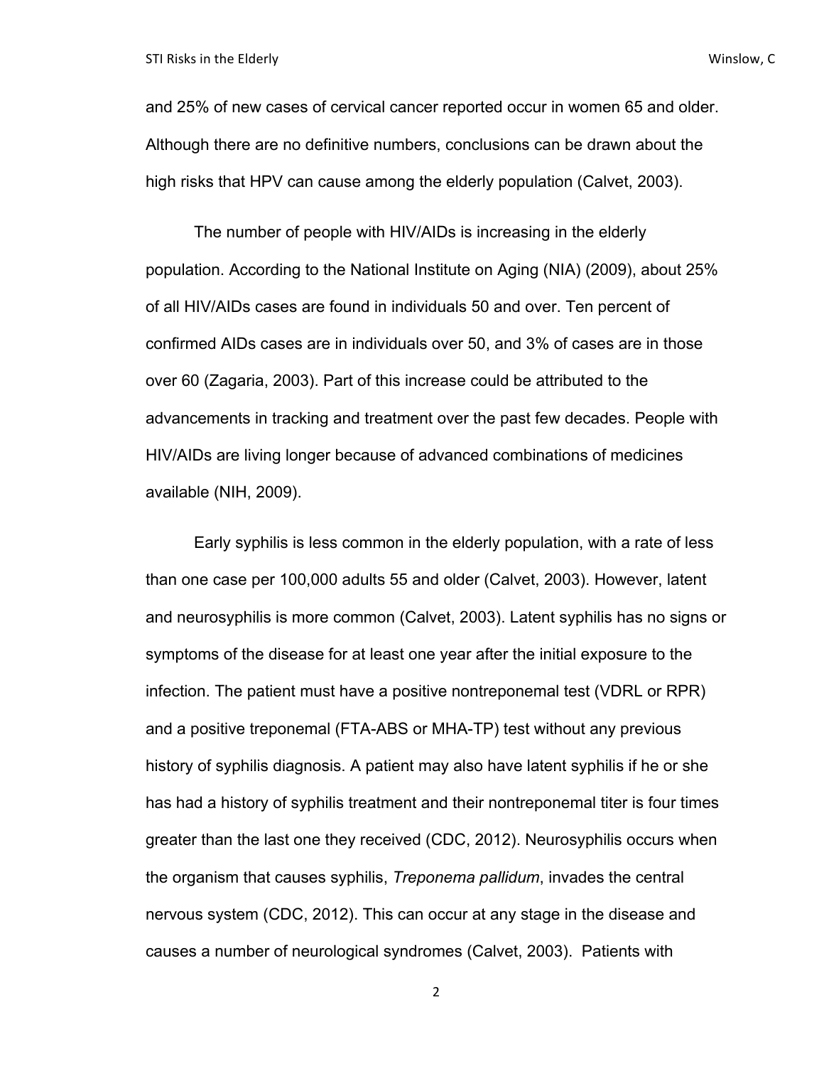and 25% of new cases of cervical cancer reported occur in women 65 and older. Although there are no definitive numbers, conclusions can be drawn about the high risks that HPV can cause among the elderly population (Calvet, 2003).

The number of people with HIV/AIDs is increasing in the elderly population. According to the National Institute on Aging (NIA) (2009), about 25% of all HIV/AIDs cases are found in individuals 50 and over. Ten percent of confirmed AIDs cases are in individuals over 50, and 3% of cases are in those over 60 (Zagaria, 2003). Part of this increase could be attributed to the advancements in tracking and treatment over the past few decades. People with HIV/AIDs are living longer because of advanced combinations of medicines available (NIH, 2009).

Early syphilis is less common in the elderly population, with a rate of less than one case per 100,000 adults 55 and older (Calvet, 2003). However, latent and neurosyphilis is more common (Calvet, 2003). Latent syphilis has no signs or symptoms of the disease for at least one year after the initial exposure to the infection. The patient must have a positive nontreponemal test (VDRL or RPR) and a positive treponemal (FTA-ABS or MHA-TP) test without any previous history of syphilis diagnosis. A patient may also have latent syphilis if he or she has had a history of syphilis treatment and their nontreponemal titer is four times greater than the last one they received (CDC, 2012). Neurosyphilis occurs when the organism that causes syphilis, *Treponema pallidum*, invades the central nervous system (CDC, 2012). This can occur at any stage in the disease and causes a number of neurological syndromes (Calvet, 2003). Patients with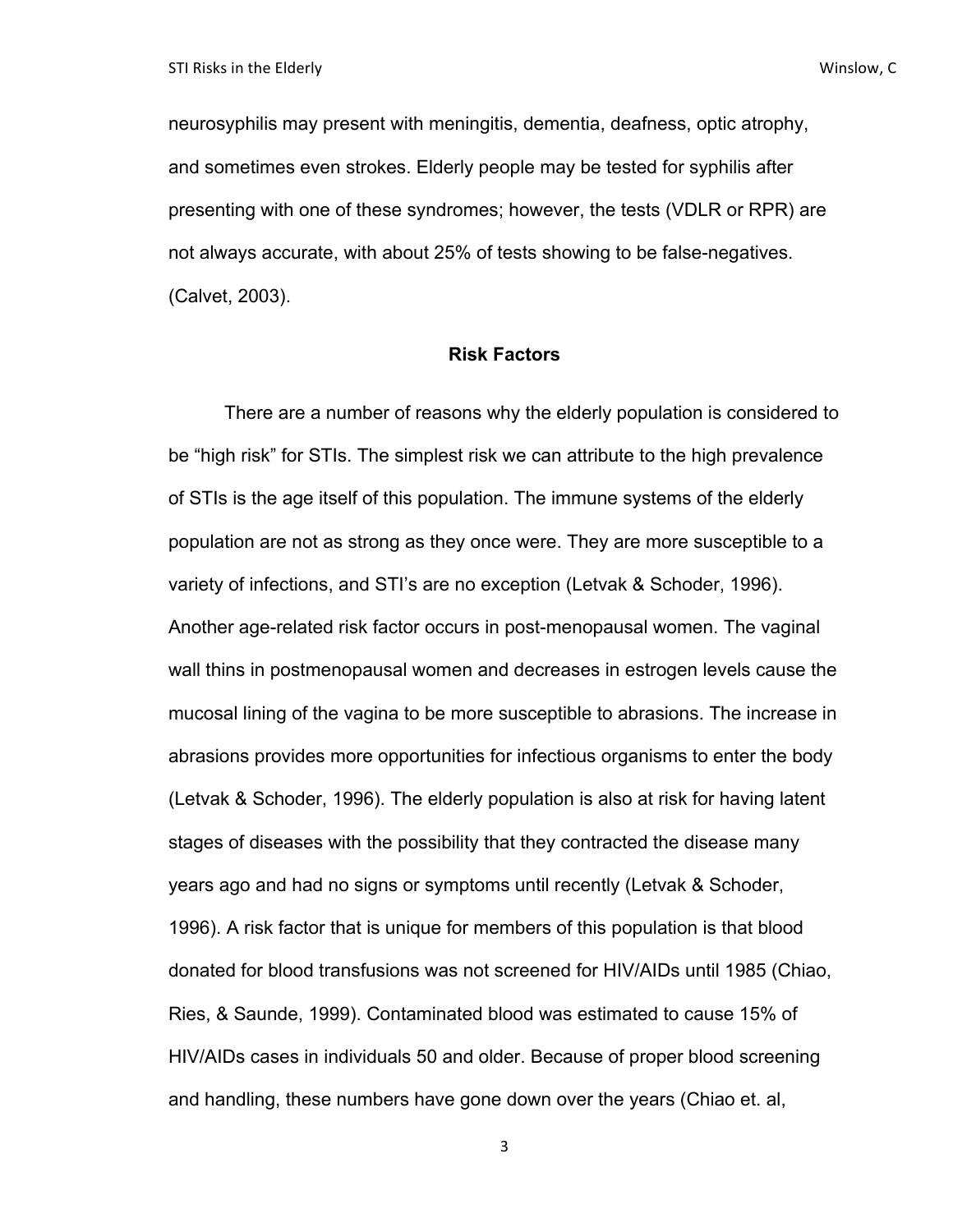neurosyphilis may present with meningitis, dementia, deafness, optic atrophy, and sometimes even strokes. Elderly people may be tested for syphilis after presenting with one of these syndromes; however, the tests (VDLR or RPR) are not always accurate, with about 25% of tests showing to be false-negatives. (Calvet, 2003).

## Risk Factors

There are a number of reasons why the elderly population is considered to be "high risk" for STIs. The simplest risk we can attribute to the high prevalence of STIs is the age itself of this population. The immune systems of the elderly population are not as strong as they once were. They are more susceptible to a variety of infections, and STI's are no exception (Letvak & Schoder, 1996). Another age-related risk factor occurs in post-menopausal women. The vaginal wall thins in postmenopausal women and decreases in estrogen levels cause the mucosal lining of the vagina to be more susceptible to abrasions. The increase in abrasions provides more opportunities for infectious organisms to enter the body (Letvak & Schoder, 1996). The elderly population is also at risk for having latent stages of diseases with the possibility that they contracted the disease many years ago and had no signs or symptoms until recently (Letvak & Schoder, 1996). A risk factor that is unique for members of this population is that blood donated for blood transfusions was not screened for HIV/AIDs until 1985 (Chiao, Ries, & Saunde, 1999). Contaminated blood was estimated to cause 15% of HIV/AIDs cases in individuals 50 and older. Because of proper blood screening and handling, these numbers have gone down over the years (Chiao et. al,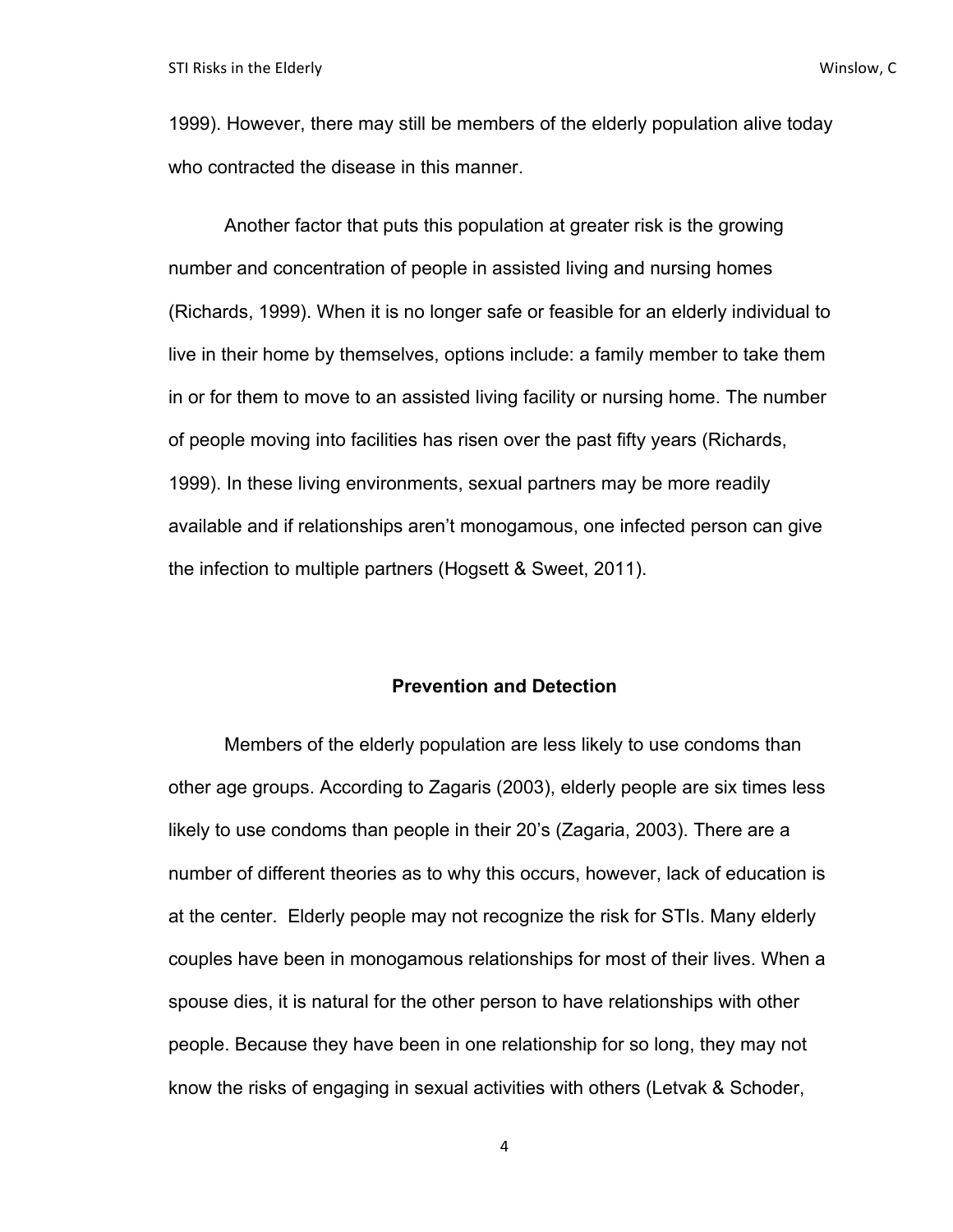1999). However, there may still be members of the elderly population alive today who contracted the disease in this manner.

Another factor that puts this population at greater risk is the growing number and concentration of people in assisted living and nursing homes (Richards, 1999). When it is no longer safe or feasible for an elderly individual to live in their home by themselves, options include: a family member to take them in or for them to move to an assisted living facility or nursing home. The number of people moving into facilities has risen over the past fifty years (Richards, 1999). In these living environments, sexual partners may be more readily available and if relationships aren't monogamous, one infected person can give the infection to multiple partners (Hogsett & Sweet, 2011).

## Prevention and Detection

Members of the elderly population are less likely to use condoms than other age groups. According to Zagaris (2003), elderly people are six times less likely to use condoms than people in their 20's (Zagaria, 2003). There are a number of different theories as to why this occurs, however, lack of education is at the center. Elderly people may not recognize the risk for STIs. Many elderly couples have been in monogamous relationships for most of their lives. When a spouse dies, it is natural for the other person to have relationships with other people. Because they have been in one relationship for so long, they may not know the risks of engaging in sexual activities with others (Letvak & Schoder,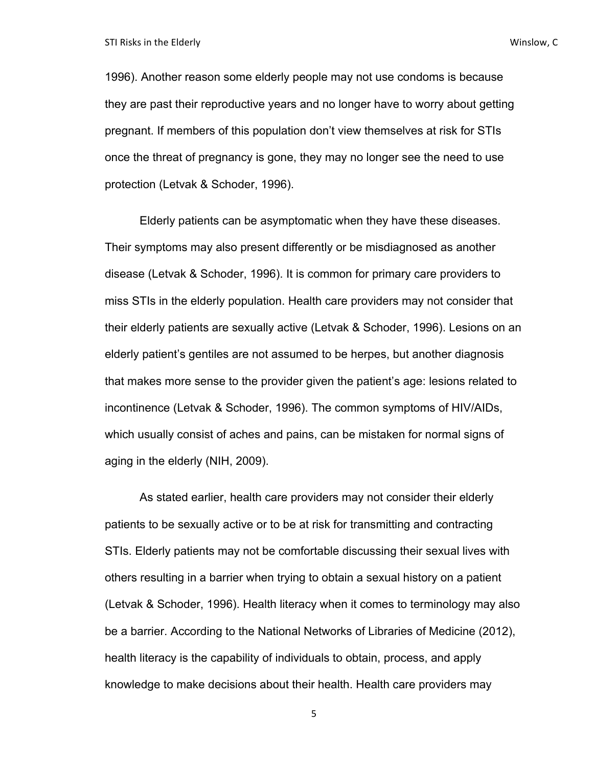1996). Another reason some elderly people may not use condoms is because they are past their reproductive years and no longer have to worry about getting pregnant. If members of this population don't view themselves at risk for STIs once the threat of pregnancy is gone, they may no longer see the need to use protection (Letvak & Schoder, 1996).

Elderly patients can be asymptomatic when they have these diseases. Their symptoms may also present differently or be misdiagnosed as another disease (Letvak & Schoder, 1996). It is common for primary care providers to miss STIs in the elderly population. Health care providers may not consider that their elderly patients are sexually active (Letvak & Schoder, 1996). Lesions on an elderly patient's gentiles are not assumed to be herpes, but another diagnosis that makes more sense to the provider given the patient's age: lesions related to incontinence (Letvak & Schoder, 1996). The common symptoms of HIV/AIDs, which usually consist of aches and pains, can be mistaken for normal signs of aging in the elderly (NIH, 2009).

As stated earlier, health care providers may not consider their elderly patients to be sexually active or to be at risk for transmitting and contracting STIs. Elderly patients may not be comfortable discussing their sexual lives with others resulting in a barrier when trying to obtain a sexual history on a patient (Letvak & Schoder, 1996). Health literacy when it comes to terminology may also be a barrier. According to the National Networks of Libraries of Medicine (2012), health literacy is the capability of individuals to obtain, process, and apply knowledge to make decisions about their health. Health care providers may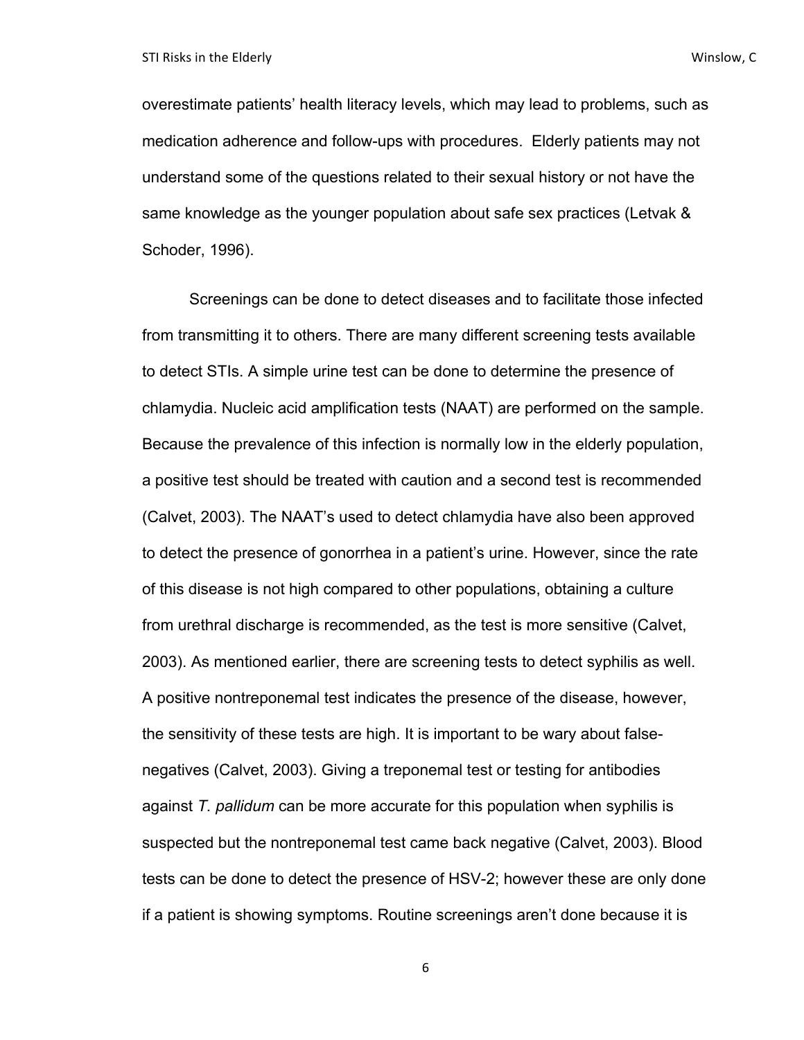overestimate patients' health literacy levels, which may lead to problems, such as medication adherence and follow-ups with procedures. Elderly patients may not understand some of the questions related to their sexual history or not have the same knowledge as the younger population about safe sex practices (Letvak & Schoder, 1996).

Screenings can be done to detect diseases and to facilitate those infected from transmitting it to others. There are many different screening tests available to detect STIs. A simple urine test can be done to determine the presence of chlamydia. Nucleic acid amplification tests (NAAT) are performed on the sample. Because the prevalence of this infection is normally low in the elderly population, a positive test should be treated with caution and a second test is recommended (Calvet, 2003). The NAAT's used to detect chlamydia have also been approved to detect the presence of gonorrhea in a patient's urine. However, since the rate of this disease is not high compared to other populations, obtaining a culture from urethral discharge is recommended, as the test is more sensitive (Calvet, 2003). As mentioned earlier, there are screening tests to detect syphilis as well. A positive nontreponemal test indicates the presence of the disease, however, the sensitivity of these tests are high. It is important to be wary about false-negatives (Calvet, 2003). Giving a treponemal test or testing for antibodies against *T. pallidum* can be more accurate for this population when syphilis is suspected but the nontreponemal test came back negative (Calvet, 2003). Blood tests can be done to detect the presence of HSV-2; however these are only done if a patient is showing symptoms. Routine screenings aren't done because it is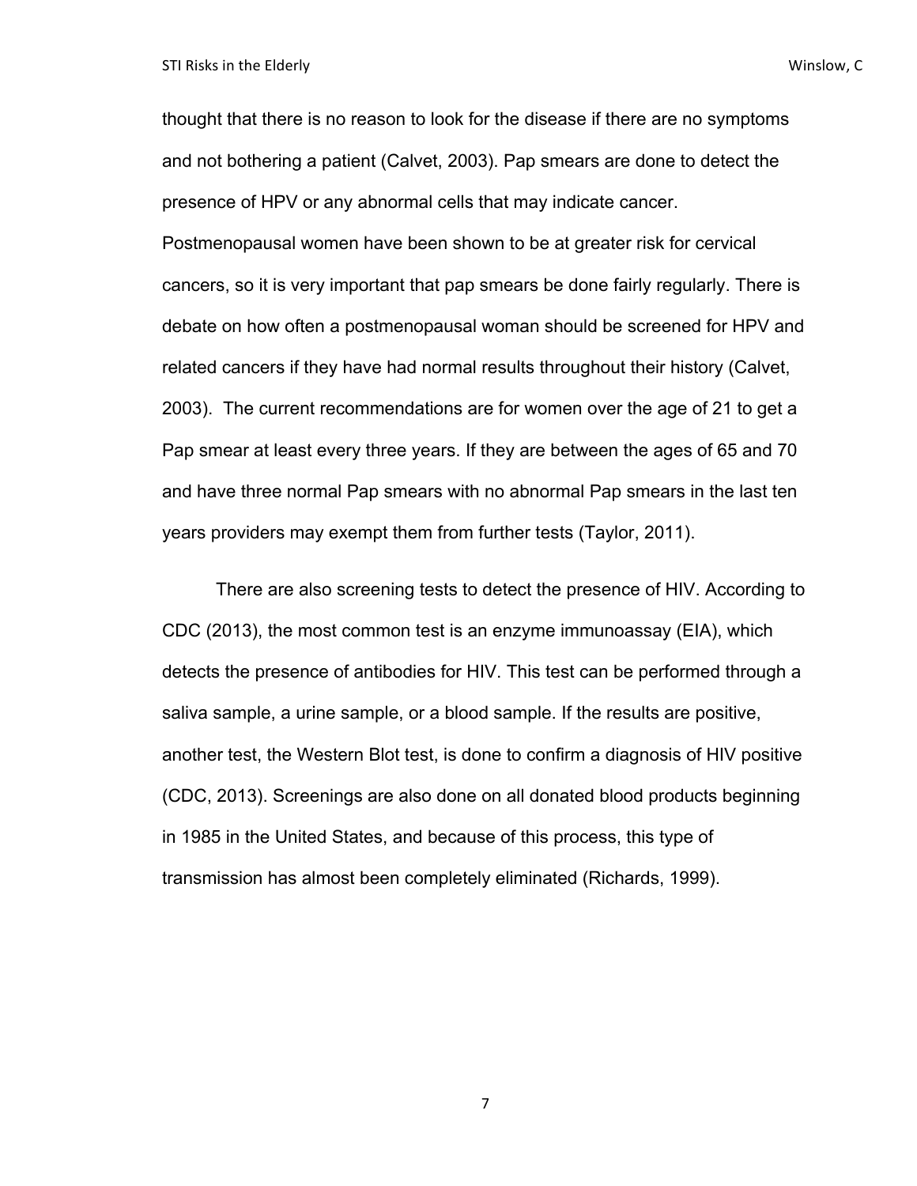thought that there is no reason to look for the disease if there are no symptoms and not bothering a patient (Calvet, 2003). Pap smears are done to detect the presence of HPV or any abnormal cells that may indicate cancer. Postmenopausal women have been shown to be at greater risk for cervical cancers, so it is very important that pap smears be done fairly regularly. There is debate on how often a postmenopausal woman should be screened for HPV and related cancers if they have had normal results throughout their history (Calvet, 2003). The current recommendations are for women over the age of 21 to get a Pap smear at least every three years. If they are between the ages of 65 and 70 and have three normal Pap smears with no abnormal Pap smears in the last ten years providers may exempt them from further tests (Taylor, 2011).

There are also screening tests to detect the presence of HIV. According to CDC (2013), the most common test is an enzyme immunoassay (EIA), which detects the presence of antibodies for HIV. This test can be performed through a saliva sample, a urine sample, or a blood sample. If the results are positive, another test, the Western Blot test, is done to confirm a diagnosis of HIV positive (CDC, 2013). Screenings are also done on all donated blood products beginning in 1985 in the United States, and because of this process, this type of transmission has almost been completely eliminated (Richards, 1999).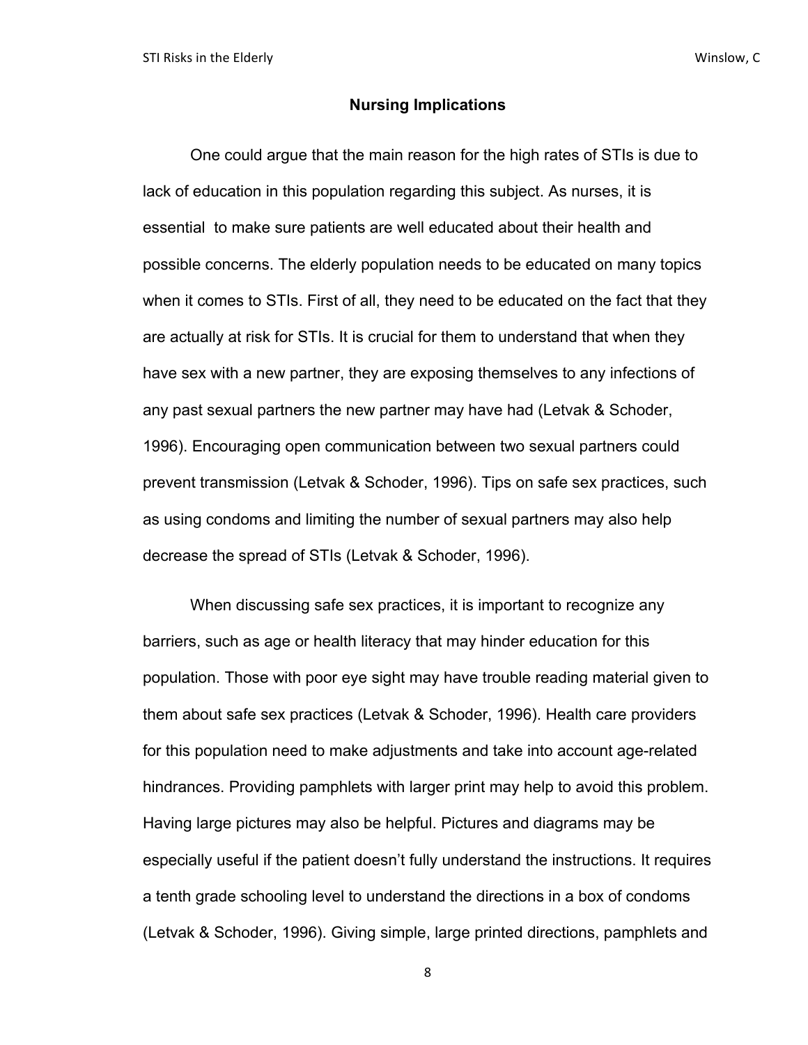## Nursing Implications

One could argue that the main reason for the high rates of STIs is due to lack of education in this population regarding this subject. As nurses, it is essential to make sure patients are well educated about their health and possible concerns. The elderly population needs to be educated on many topics when it comes to STIs. First of all, they need to be educated on the fact that they are actually at risk for STIs. It is crucial for them to understand that when they have sex with a new partner, they are exposing themselves to any infections of any past sexual partners the new partner may have had (Letvak & Schoder, 1996). Encouraging open communication between two sexual partners could prevent transmission (Letvak & Schoder, 1996). Tips on safe sex practices, such as using condoms and limiting the number of sexual partners may also help decrease the spread of STIs (Letvak & Schoder, 1996).

When discussing safe sex practices, it is important to recognize any barriers, such as age or health literacy that may hinder education for this population. Those with poor eye sight may have trouble reading material given to them about safe sex practices (Letvak & Schoder, 1996). Health care providers for this population need to make adjustments and take into account age-related hindrances. Providing pamphlets with larger print may help to avoid this problem. Having large pictures may also be helpful. Pictures and diagrams may be especially useful if the patient doesn't fully understand the instructions. It requires a tenth grade schooling level to understand the directions in a box of condoms (Letvak & Schoder, 1996). Giving simple, large printed directions, pamphlets and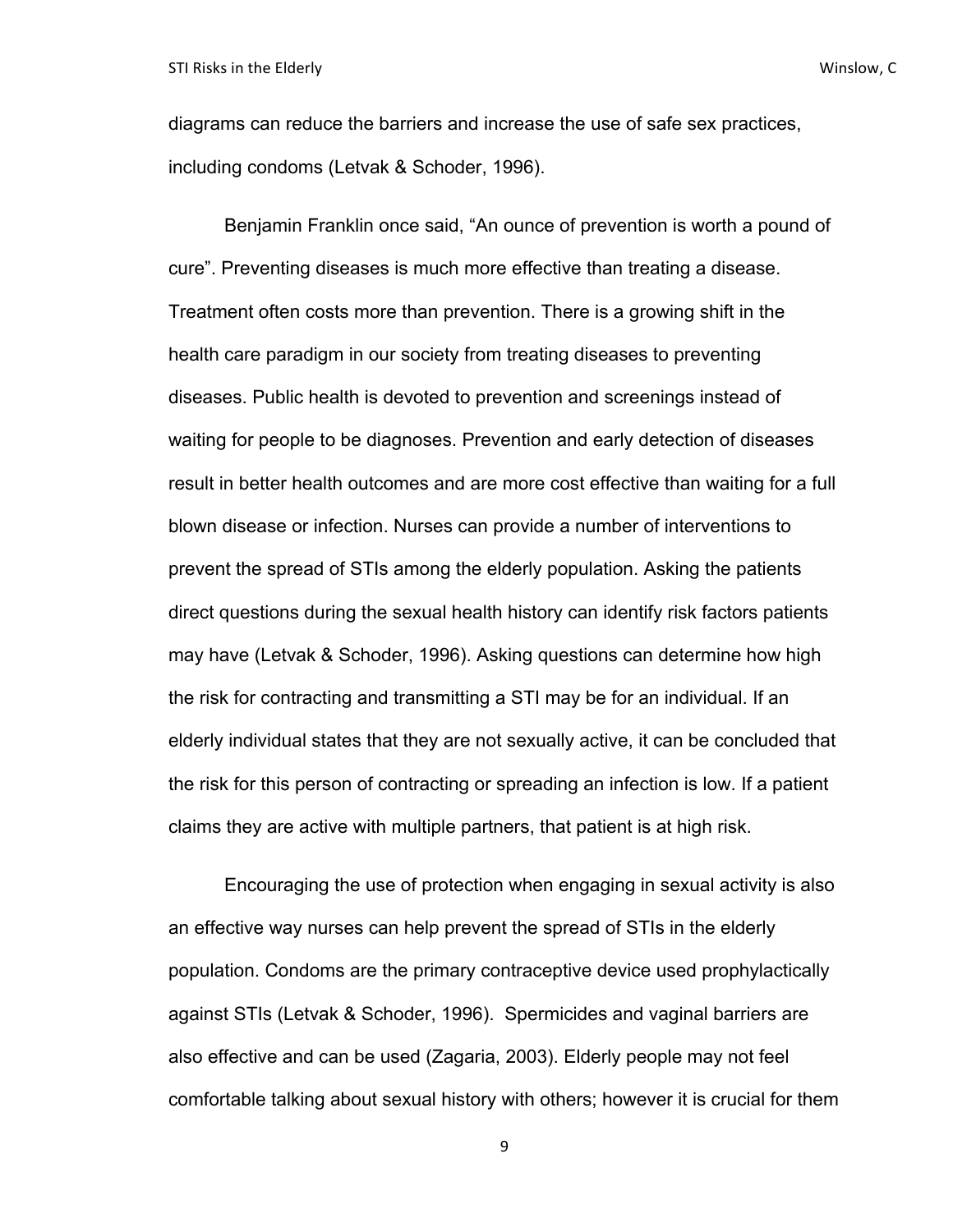diagrams can reduce the barriers and increase the use of safe sex practices, including condoms (Letvak & Schoder, 1996).

Benjamin Franklin once said, “An ounce of prevention is worth a pound of cure”. Preventing diseases is much more effective than treating a disease. Treatment often costs more than prevention. There is a growing shift in the health care paradigm in our society from treating diseases to preventing diseases. Public health is devoted to prevention and screenings instead of waiting for people to be diagnoses. Prevention and early detection of diseases result in better health outcomes and are more cost effective than waiting for a full blown disease or infection. Nurses can provide a number of interventions to prevent the spread of STIs among the elderly population. Asking the patients direct questions during the sexual health history can identify risk factors patients may have (Letvak & Schoder, 1996). Asking questions can determine how high the risk for contracting and transmitting a STI may be for an individual. If an elderly individual states that they are not sexually active, it can be concluded that the risk for this person of contracting or spreading an infection is low. If a patient claims they are active with multiple partners, that patient is at high risk.

Encouraging the use of protection when engaging in sexual activity is also an effective way nurses can help prevent the spread of STIs in the elderly population. Condoms are the primary contraceptive device used prophylactically against STIs (Letvak & Schoder, 1996). Spermicides and vaginal barriers are also effective and can be used (Zagaria, 2003). Elderly people may not feel comfortable talking about sexual history with others; however it is crucial for them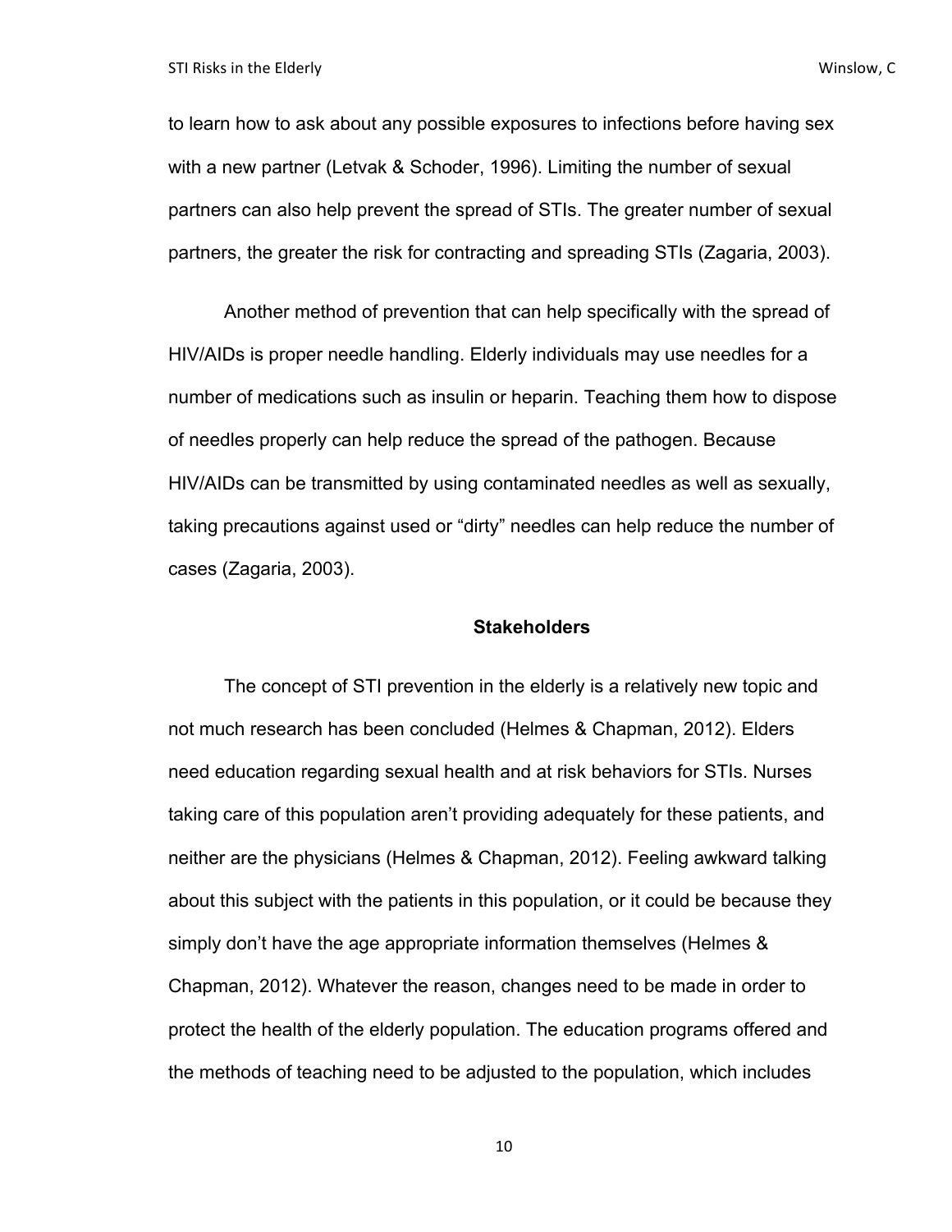to learn how to ask about any possible exposures to infections before having sex with a new partner (Letvak & Schoder, 1996). Limiting the number of sexual partners can also help prevent the spread of STIs. The greater number of sexual partners, the greater the risk for contracting and spreading STIs (Zagaria, 2003).

Another method of prevention that can help specifically with the spread of HIV/AIDs is proper needle handling. Elderly individuals may use needles for a number of medications such as insulin or heparin. Teaching them how to dispose of needles properly can help reduce the spread of the pathogen. Because HIV/AIDs can be transmitted by using contaminated needles as well as sexually, taking precautions against used or "dirty" needles can help reduce the number of cases (Zagaria, 2003).

## Stakeholders

The concept of STI prevention in the elderly is a relatively new topic and not much research has been concluded (Helmes & Chapman, 2012). Elders need education regarding sexual health and at risk behaviors for STIs. Nurses taking care of this population aren't providing adequately for these patients, and neither are the physicians (Helmes & Chapman, 2012). Feeling awkward talking about this subject with the patients in this population, or it could be because they simply don't have the age appropriate information themselves (Helmes & Chapman, 2012). Whatever the reason, changes need to be made in order to protect the health of the elderly population. The education programs offered and the methods of teaching need to be adjusted to the population, which includes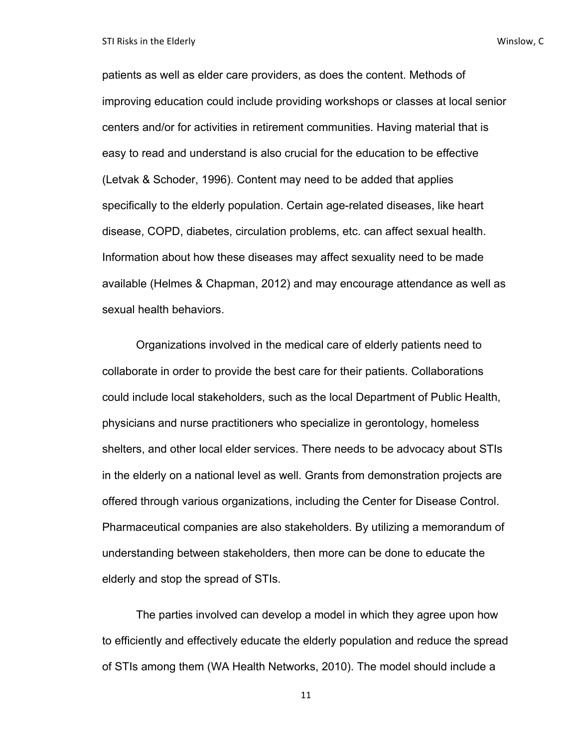patients as well as elder care providers, as does the content. Methods of improving education could include providing workshops or classes at local senior centers and/or for activities in retirement communities. Having material that is easy to read and understand is also crucial for the education to be effective (Letvak & Schoder, 1996). Content may need to be added that applies specifically to the elderly population. Certain age-related diseases, like heart disease, COPD, diabetes, circulation problems, etc. can affect sexual health. Information about how these diseases may affect sexuality need to be made available (Helmes & Chapman, 2012) and may encourage attendance as well as sexual health behaviors.

Organizations involved in the medical care of elderly patients need to collaborate in order to provide the best care for their patients. Collaborations could include local stakeholders, such as the local Department of Public Health, physicians and nurse practitioners who specialize in gerontology, homeless shelters, and other local elder services. There needs to be advocacy about STIs in the elderly on a national level as well. Grants from demonstration projects are offered through various organizations, including the Center for Disease Control. Pharmaceutical companies are also stakeholders. By utilizing a memorandum of understanding between stakeholders, then more can be done to educate the elderly and stop the spread of STIs.

The parties involved can develop a model in which they agree upon how to efficiently and effectively educate the elderly population and reduce the spread of STIs among them (WA Health Networks, 2010). The model should include a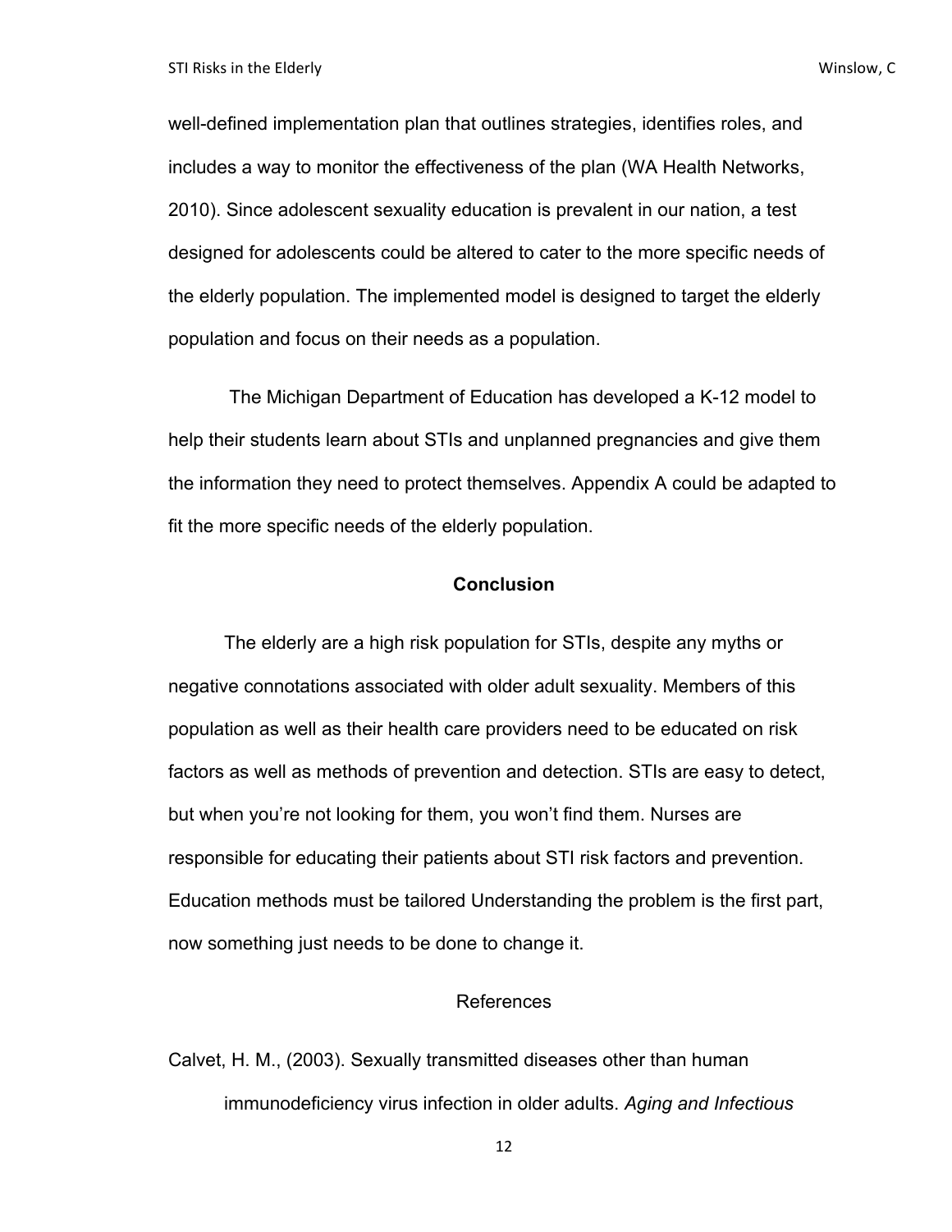well-defined implementation plan that outlines strategies, identifies roles, and includes a way to monitor the effectiveness of the plan (WA Health Networks, 2010). Since adolescent sexuality education is prevalent in our nation, a test designed for adolescents could be altered to cater to the more specific needs of the elderly population. The implemented model is designed to target the elderly population and focus on their needs as a population.

The Michigan Department of Education has developed a K-12 model to help their students learn about STIs and unplanned pregnancies and give them the information they need to protect themselves. Appendix A could be adapted to fit the more specific needs of the elderly population.

## Conclusion

The elderly are a high risk population for STIs, despite any myths or negative connotations associated with older adult sexuality. Members of this population as well as their health care providers need to be educated on risk factors as well as methods of prevention and detection. STIs are easy to detect, but when you're not looking for them, you won't find them. Nurses are responsible for educating their patients about STI risk factors and prevention. Education methods must be tailored Understanding the problem is the first part, now something just needs to be done to change it.

## References

Calvet, H. M., (2003). Sexually transmitted diseases other than human immunodeficiency virus infection in older adults. *Aging and Infectious*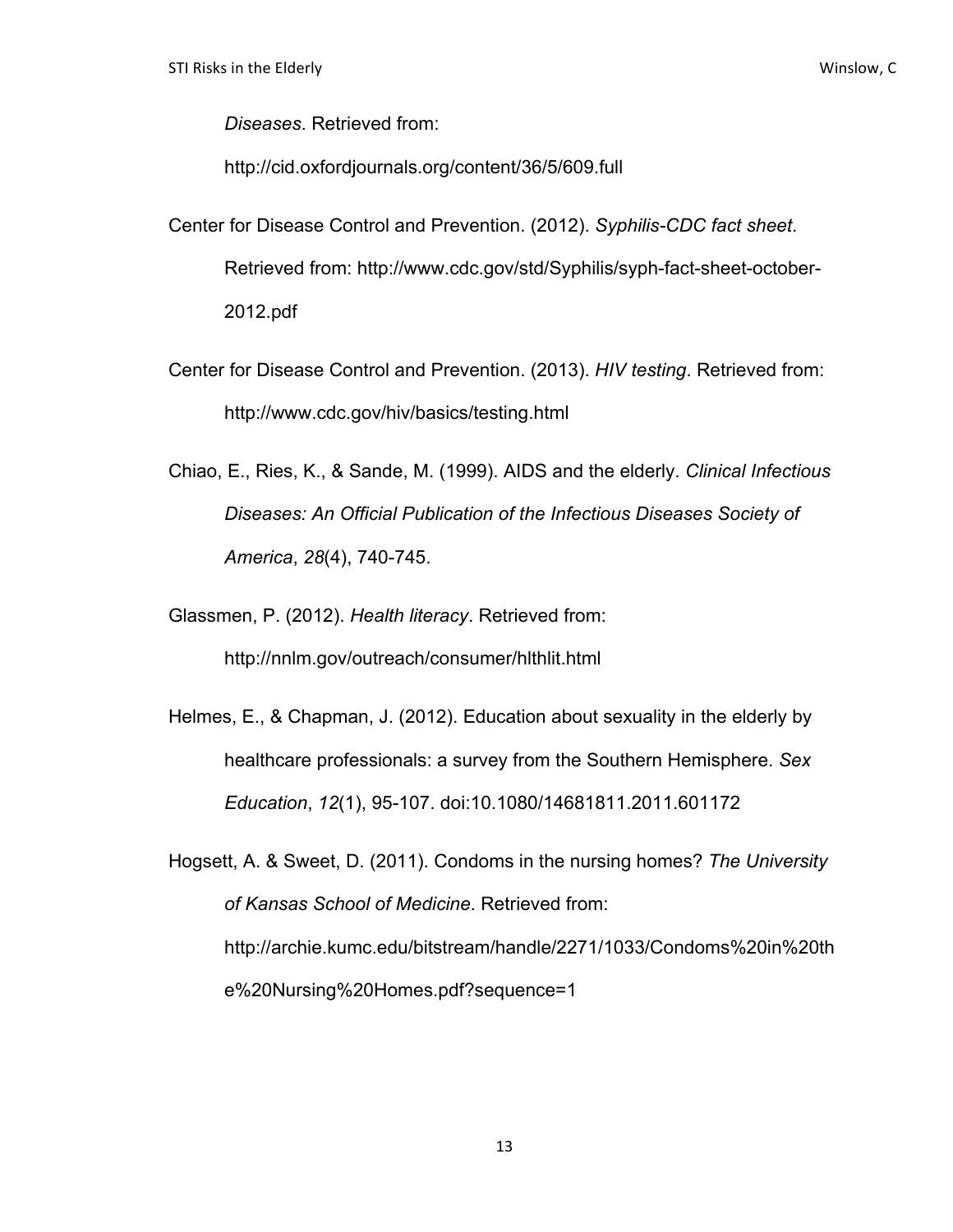*Diseases*. Retrieved from: http://cid.oxfordjournals.org/content/36/5/609.full

Center for Disease Control and Prevention. (2012). *Syphilis-CDC fact sheet*. Retrieved from: http://www.cdc.gov/std/Syphilis/syph-fact-sheet-october-2012.pdf

Center for Disease Control and Prevention. (2013). *HIV testing*. Retrieved from: http://www.cdc.gov/hiv/basics/testing.html

Chiao, E., Ries, K., & Sande, M. (1999). AIDS and the elderly. *Clinical Infectious Diseases: An Official Publication of the Infectious Diseases Society of America*, *28*(4), 740-745.

Glassmen, P. (2012). *Health literacy*. Retrieved from: http://nnlm.gov/outreach/consumer/hlthlit.html

Helmes, E., & Chapman, J. (2012). Education about sexuality in the elderly by healthcare professionals: a survey from the Southern Hemisphere. *Sex Education*, *12*(1), 95-107. doi:10.1080/14681811.2011.601172

Hogsett, A. & Sweet, D. (2011). Condoms in the nursing homes? *The University of Kansas School of Medicine*. Retrieved from: http://archie.kumc.edu/bitstream/handle/2271/1033/Condoms%20in%20the%20Nursing%20Homes.pdf?sequence=1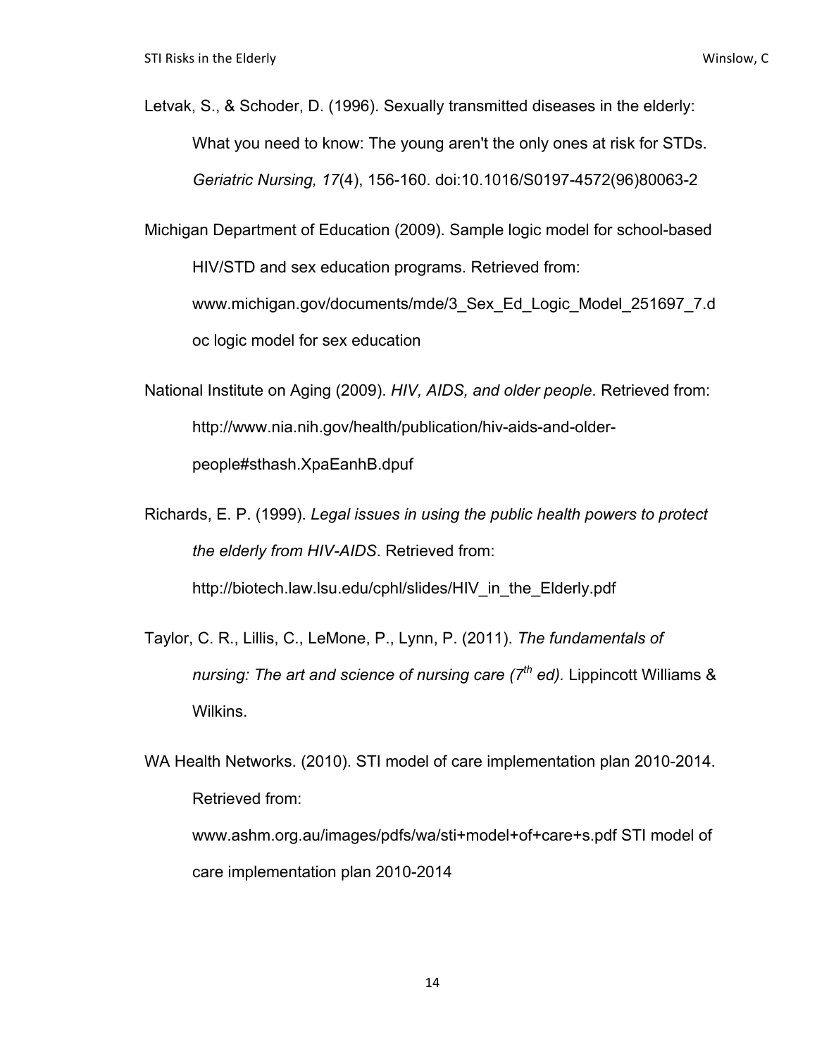Letvak, S., & Schoder, D. (1996). Sexually transmitted diseases in the elderly: What you need to know: The young aren't the only ones at risk for STDs. *Geriatric Nursing, 17*(4), 156-160. doi:10.1016/S0197-4572(96)80063-2

Michigan Department of Education (2009). Sample logic model for school-based HIV/STD and sex education programs. Retrieved from: www.michigan.gov/documents/mde/3_Sex_Ed_Logic_Model_251697_7.doc logic model for sex education

National Institute on Aging (2009). *HIV, AIDS, and older people*. Retrieved from: http://www.nia.nih.gov/health/publication/hiv-aids-and-older-people#sthash.XpaEanhB.dpuf

Richards, E. P. (1999). *Legal issues in using the public health powers to protect the elderly from HIV-AIDS*. Retrieved from: http://biotech.law.lsu.edu/cphl/slides/HIV_in_the_Elderly.pdf

Taylor, C. R., Lillis, C., LeMone, P., Lynn, P. (2011). *The fundamentals of nursing: The art and science of nursing care (7th ed).* Lippincott Williams & Wilkins.

WA Health Networks. (2010). STI model of care implementation plan 2010-2014. Retrieved from: www.ashm.org.au/images/pdfs/wa/sti+model+of+care+s.pdf STI model of care implementation plan 2010-2014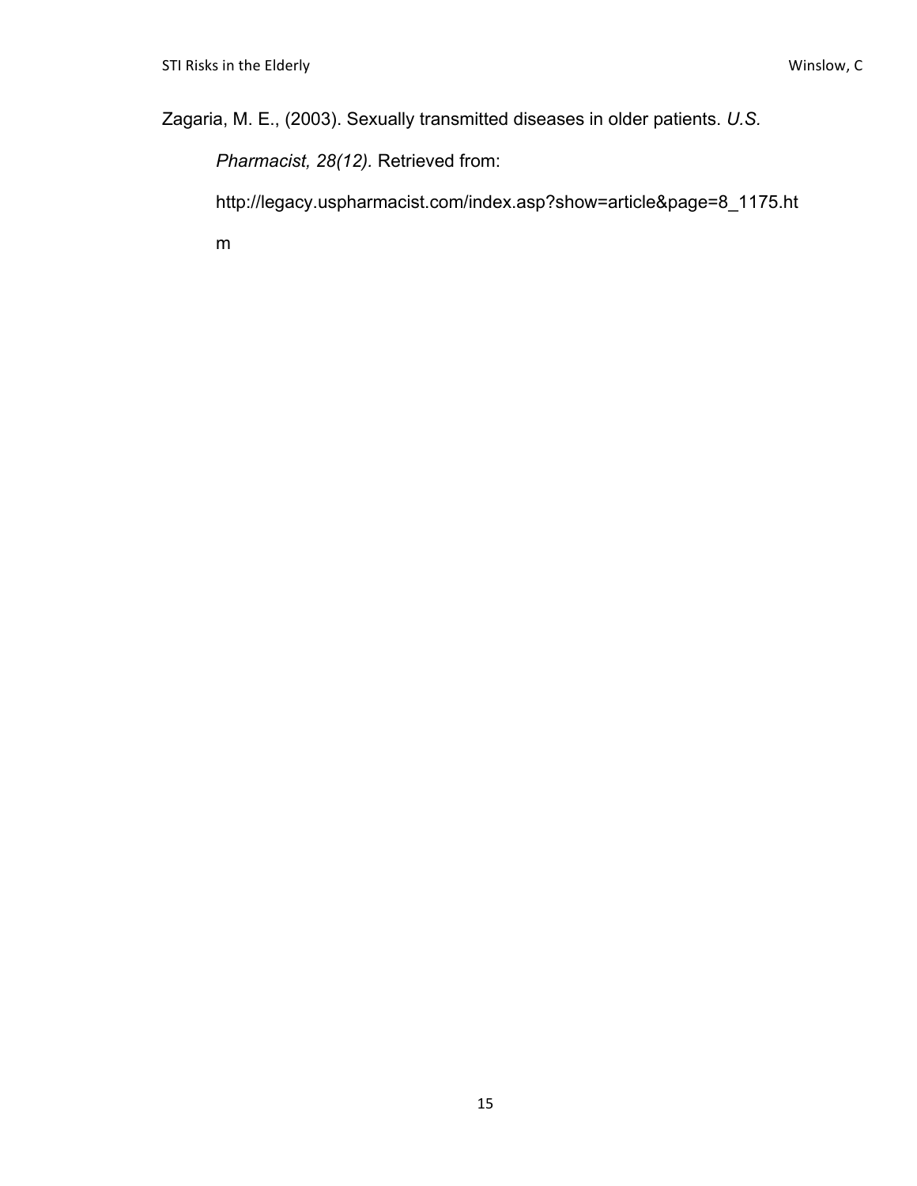Zagaria, M. E., (2003). Sexually transmitted diseases in older patients. *U.S. Pharmacist, 28(12).* Retrieved from: http://legacy.uspharmacist.com/index.asp?show=article&page=8_1175.htm